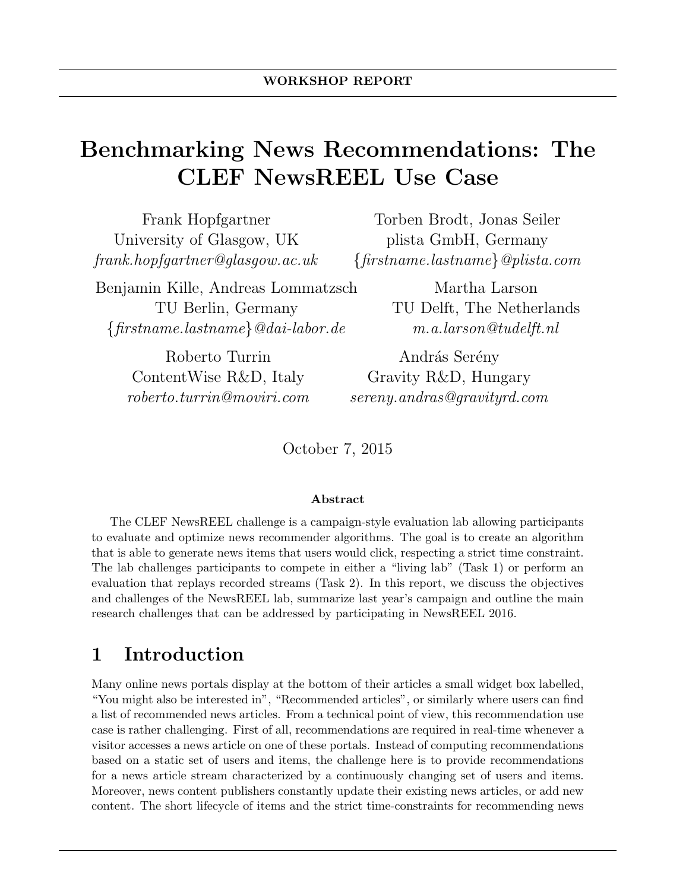**WORKSHOP REPORT**

# Benchmarking News Recommendations: The CLEF NewsREEL Use Case

Frank Hopfgartner
University of Glasgow, UK
*frank.hopfgartner@glasgow.ac.uk*

Torben Brodt, Jonas Seiler
plista GmbH, Germany
*{firstname.lastname}@plista.com*

Benjamin Kille, Andreas Lommatzsch
TU Berlin, Germany
*{firstname.lastname}@dai-labor.de*

Martha Larson
TU Delft, The Netherlands
*m.a.larson@tudelft.nl*

Roberto Turrin
ContentWise R&D, Italy
*roberto.turrin@moviri.com*

András Serény
Gravity R&D, Hungary
*sereny.andras@gravityrd.com*

October 7, 2015

**Abstract**

The CLEF NewsREEL challenge is a campaign-style evaluation lab allowing participants to evaluate and optimize news recommender algorithms. The goal is to create an algorithm that is able to generate news items that users would click, respecting a strict time constraint. The lab challenges participants to compete in either a "living lab" (Task 1) or perform an evaluation that replays recorded streams (Task 2). In this report, we discuss the objectives and challenges of the NewsREEL lab, summarize last year's campaign and outline the main research challenges that can be addressed by participating in NewsREEL 2016.

## 1 Introduction

Many online news portals display at the bottom of their articles a small widget box labelled, "You might also be interested in", "Recommended articles", or similarly where users can find a list of recommended news articles. From a technical point of view, this recommendation use case is rather challenging. First of all, recommendations are required in real-time whenever a visitor accesses a news article on one of these portals. Instead of computing recommendations based on a static set of users and items, the challenge here is to provide recommendations for a news article stream characterized by a continuously changing set of users and items. Moreover, news content publishers constantly update their existing news articles, or add new content. The short lifecycle of items and the strict time-constraints for recommending news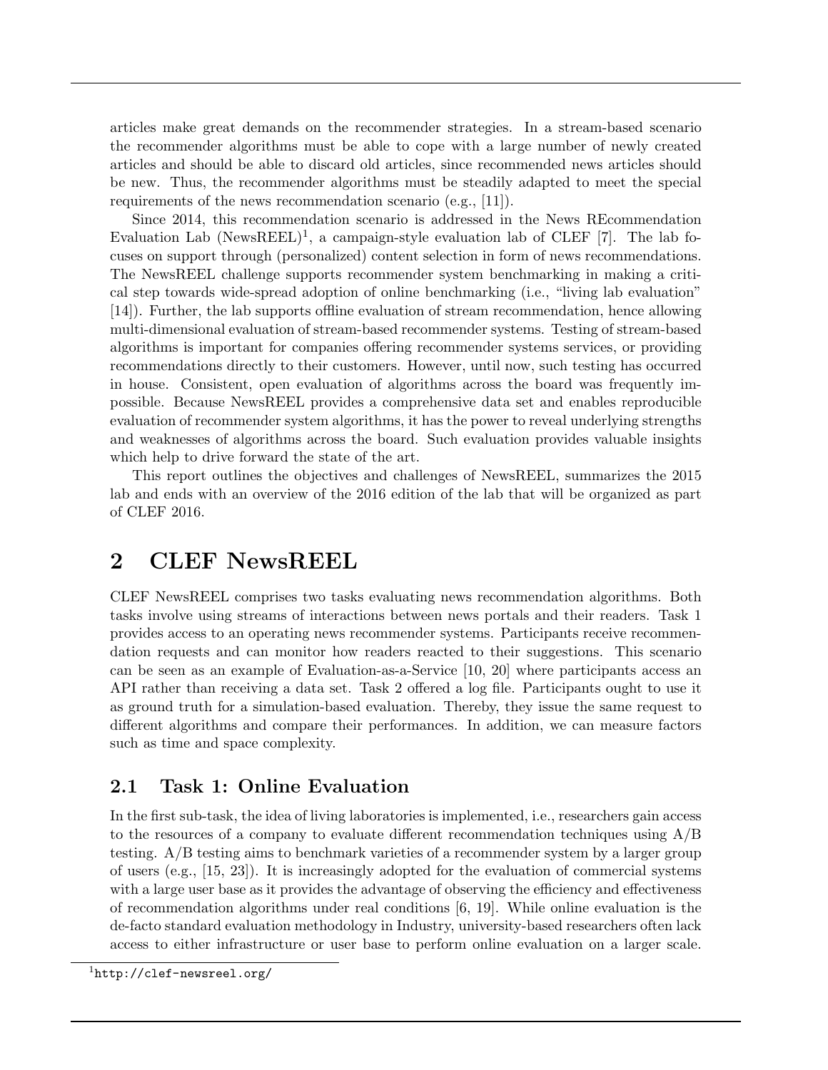articles make great demands on the recommender strategies. In a stream-based scenario the recommender algorithms must be able to cope with a large number of newly created articles and should be able to discard old articles, since recommended news articles should be new. Thus, the recommender algorithms must be steadily adapted to meet the special requirements of the news recommendation scenario (e.g., [11]).

Since 2014, this recommendation scenario is addressed in the News REcommendation Evaluation Lab (NewsREEL)[1], a campaign-style evaluation lab of CLEF [7]. The lab focuses on support through (personalized) content selection in form of news recommendations. The NewsREEL challenge supports recommender system benchmarking in making a critical step towards wide-spread adoption of online benchmarking (i.e., "living lab evaluation" [14]). Further, the lab supports offline evaluation of stream recommendation, hence allowing multi-dimensional evaluation of stream-based recommender systems. Testing of stream-based algorithms is important for companies offering recommender systems services, or providing recommendations directly to their customers. However, until now, such testing has occurred in house. Consistent, open evaluation of algorithms across the board was frequently impossible. Because NewsREEL provides a comprehensive data set and enables reproducible evaluation of recommender system algorithms, it has the power to reveal underlying strengths and weaknesses of algorithms across the board. Such evaluation provides valuable insights which help to drive forward the state of the art.

This report outlines the objectives and challenges of NewsREEL, summarizes the 2015 lab and ends with an overview of the 2016 edition of the lab that will be organized as part of CLEF 2016.

## 2 CLEF NewsREEL

CLEF NewsREEL comprises two tasks evaluating news recommendation algorithms. Both tasks involve using streams of interactions between news portals and their readers. Task 1 provides access to an operating news recommender systems. Participants receive recommendation requests and can monitor how readers reacted to their suggestions. This scenario can be seen as an example of Evaluation-as-a-Service [10, 20] where participants access an API rather than receiving a data set. Task 2 offered a log file. Participants ought to use it as ground truth for a simulation-based evaluation. Thereby, they issue the same request to different algorithms and compare their performances. In addition, we can measure factors such as time and space complexity.

### 2.1 Task 1: Online Evaluation

In the first sub-task, the idea of living laboratories is implemented, i.e., researchers gain access to the resources of a company to evaluate different recommendation techniques using A/B testing. A/B testing aims to benchmark varieties of a recommender system by a larger group of users (e.g., [15, 23]). It is increasingly adopted for the evaluation of commercial systems with a large user base as it provides the advantage of observing the efficiency and effectiveness of recommendation algorithms under real conditions [6, 19]. While online evaluation is the de-facto standard evaluation methodology in Industry, university-based researchers often lack access to either infrastructure or user base to perform online evaluation on a larger scale.

[1] http://clef-newsreel.org/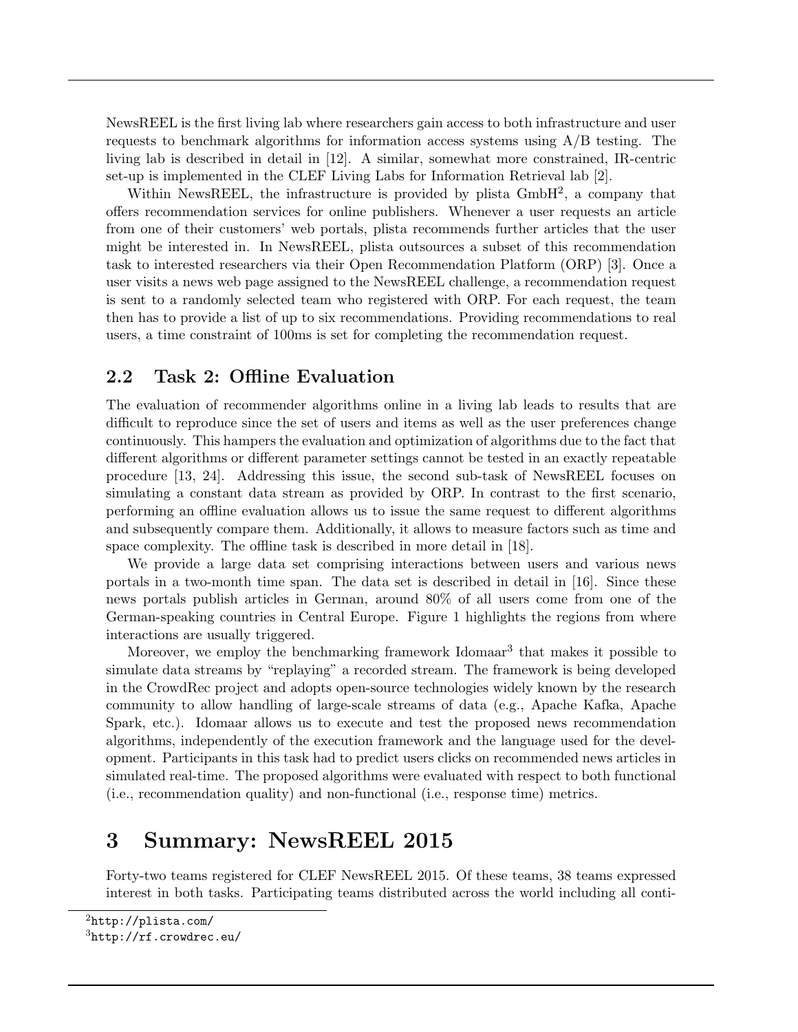NewsREEL is the first living lab where researchers gain access to both infrastructure and user requests to benchmark algorithms for information access systems using A/B testing. The living lab is described in detail in [12]. A similar, somewhat more constrained, IR-centric set-up is implemented in the CLEF Living Labs for Information Retrieval lab [2].

Within NewsREEL, the infrastructure is provided by plista GmbH[2], a company that offers recommendation services for online publishers. Whenever a user requests an article from one of their customers' web portals, plista recommends further articles that the user might be interested in. In NewsREEL, plista outsources a subset of this recommendation task to interested researchers via their Open Recommendation Platform (ORP) [3]. Once a user visits a news web page assigned to the NewsREEL challenge, a recommendation request is sent to a randomly selected team who registered with ORP. For each request, the team then has to provide a list of up to six recommendations. Providing recommendations to real users, a time constraint of 100ms is set for completing the recommendation request.

## 2.2 Task 2: Offline Evaluation

The evaluation of recommender algorithms online in a living lab leads to results that are difficult to reproduce since the set of users and items as well as the user preferences change continuously. This hampers the evaluation and optimization of algorithms due to the fact that different algorithms or different parameter settings cannot be tested in an exactly repeatable procedure [13, 24]. Addressing this issue, the second sub-task of NewsREEL focuses on simulating a constant data stream as provided by ORP. In contrast to the first scenario, performing an offline evaluation allows us to issue the same request to different algorithms and subsequently compare them. Additionally, it allows to measure factors such as time and space complexity. The offline task is described in more detail in [18].

We provide a large data set comprising interactions between users and various news portals in a two-month time span. The data set is described in detail in [16]. Since these news portals publish articles in German, around 80% of all users come from one of the German-speaking countries in Central Europe. Figure 1 highlights the regions from where interactions are usually triggered.

Moreover, we employ the benchmarking framework Idomaar[3] that makes it possible to simulate data streams by "replaying" a recorded stream. The framework is being developed in the CrowdRec project and adopts open-source technologies widely known by the research community to allow handling of large-scale streams of data (e.g., Apache Kafka, Apache Spark, etc.). Idomaar allows us to execute and test the proposed news recommendation algorithms, independently of the execution framework and the language used for the development. Participants in this task had to predict users clicks on recommended news articles in simulated real-time. The proposed algorithms were evaluated with respect to both functional (i.e., recommendation quality) and non-functional (i.e., response time) metrics.

# 3 Summary: NewsREEL 2015

Forty-two teams registered for CLEF NewsREEL 2015. Of these teams, 38 teams expressed interest in both tasks. Participating teams distributed across the world including all conti-

[2] http://plista.com/

[3] http://rf.crowdrec.eu/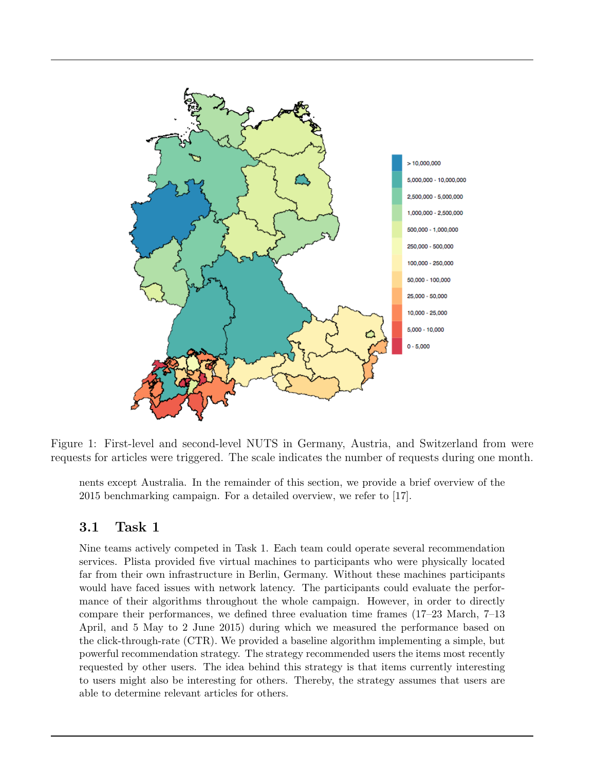Figure 1: First-level and second-level NUTS in Germany, Austria, and Switzerland from were requests for articles were triggered. The scale indicates the number of requests during one month.

nents except Australia. In the remainder of this section, we provide a brief overview of the 2015 benchmarking campaign. For a detailed overview, we refer to [17].

### 3.1 Task 1

Nine teams actively competed in Task 1. Each team could operate several recommendation services. Plista provided five virtual machines to participants who were physically located far from their own infrastructure in Berlin, Germany. Without these machines participants would have faced issues with network latency. The participants could evaluate the performance of their algorithms throughout the whole campaign. However, in order to directly compare their performances, we defined three evaluation time frames (17–23 March, 7–13 April, and 5 May to 2 June 2015) during which we measured the performance based on the click-through-rate (CTR). We provided a baseline algorithm implementing a simple, but powerful recommendation strategy. The strategy recommended users the items most recently requested by other users. The idea behind this strategy is that items currently interesting to users might also be interesting for others. Thereby, the strategy assumes that users are able to determine relevant articles for others.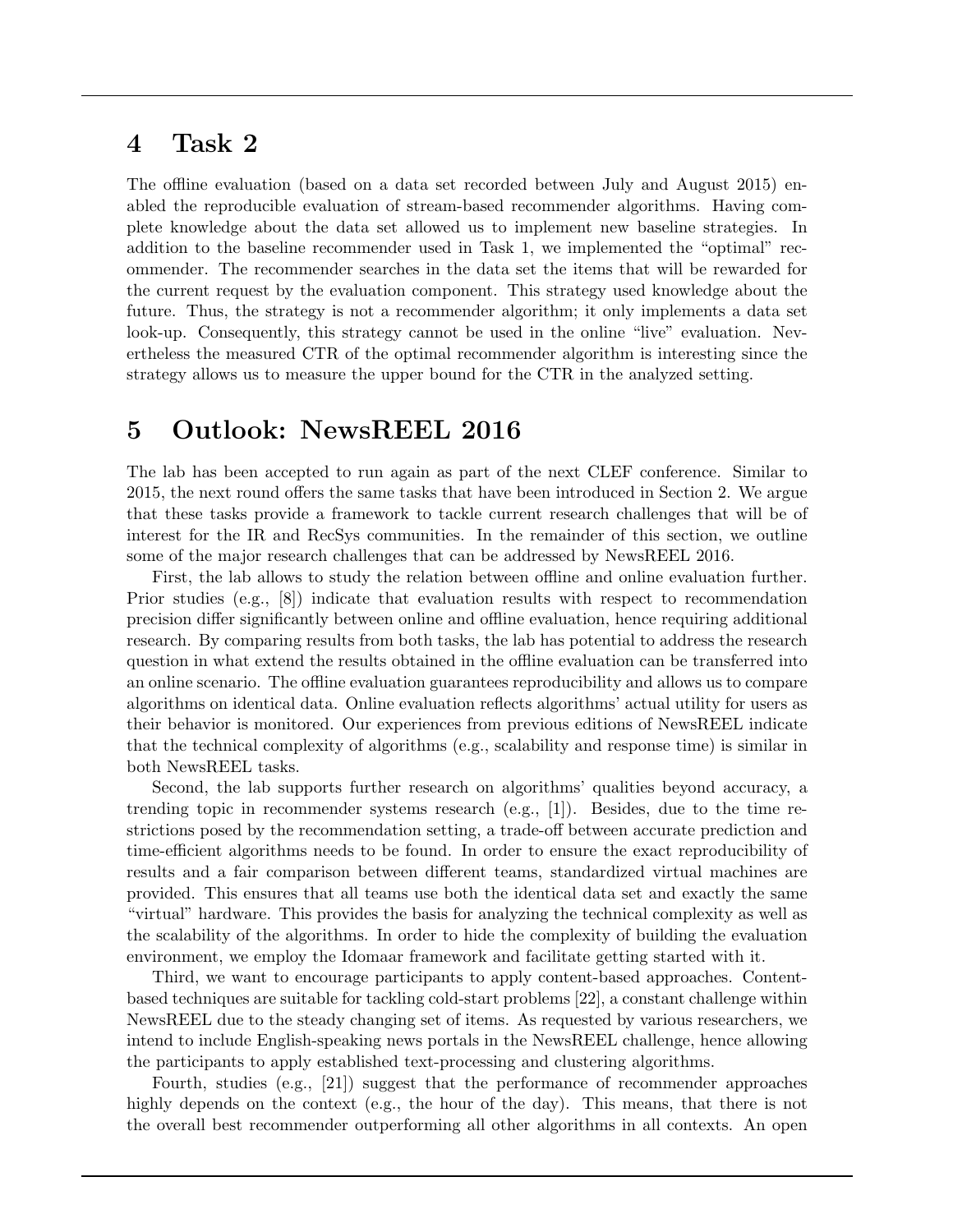# 4 Task 2

The offline evaluation (based on a data set recorded between July and August 2015) enabled the reproducible evaluation of stream-based recommender algorithms. Having complete knowledge about the data set allowed us to implement new baseline strategies. In addition to the baseline recommender used in Task 1, we implemented the "optimal" recommender. The recommender searches in the data set the items that will be rewarded for the current request by the evaluation component. This strategy used knowledge about the future. Thus, the strategy is not a recommender algorithm; it only implements a data set look-up. Consequently, this strategy cannot be used in the online "live" evaluation. Nevertheless the measured CTR of the optimal recommender algorithm is interesting since the strategy allows us to measure the upper bound for the CTR in the analyzed setting.

# 5 Outlook: NewsREEL 2016

The lab has been accepted to run again as part of the next CLEF conference. Similar to 2015, the next round offers the same tasks that have been introduced in Section 2. We argue that these tasks provide a framework to tackle current research challenges that will be of interest for the IR and RecSys communities. In the remainder of this section, we outline some of the major research challenges that can be addressed by NewsREEL 2016.

First, the lab allows to study the relation between offline and online evaluation further. Prior studies (e.g., [8]) indicate that evaluation results with respect to recommendation precision differ significantly between online and offline evaluation, hence requiring additional research. By comparing results from both tasks, the lab has potential to address the research question in what extend the results obtained in the offline evaluation can be transferred into an online scenario. The offline evaluation guarantees reproducibility and allows us to compare algorithms on identical data. Online evaluation reflects algorithms' actual utility for users as their behavior is monitored. Our experiences from previous editions of NewsREEL indicate that the technical complexity of algorithms (e.g., scalability and response time) is similar in both NewsREEL tasks.

Second, the lab supports further research on algorithms' qualities beyond accuracy, a trending topic in recommender systems research (e.g., [1]). Besides, due to the time restrictions posed by the recommendation setting, a trade-off between accurate prediction and time-efficient algorithms needs to be found. In order to ensure the exact reproducibility of results and a fair comparison between different teams, standardized virtual machines are provided. This ensures that all teams use both the identical data set and exactly the same "virtual" hardware. This provides the basis for analyzing the technical complexity as well as the scalability of the algorithms. In order to hide the complexity of building the evaluation environment, we employ the Idomaar framework and facilitate getting started with it.

Third, we want to encourage participants to apply content-based approaches. Content-based techniques are suitable for tackling cold-start problems [22], a constant challenge within NewsREEL due to the steady changing set of items. As requested by various researchers, we intend to include English-speaking news portals in the NewsREEL challenge, hence allowing the participants to apply established text-processing and clustering algorithms.

Fourth, studies (e.g., [21]) suggest that the performance of recommender approaches highly depends on the context (e.g., the hour of the day). This means, that there is not the overall best recommender outperforming all other algorithms in all contexts. An open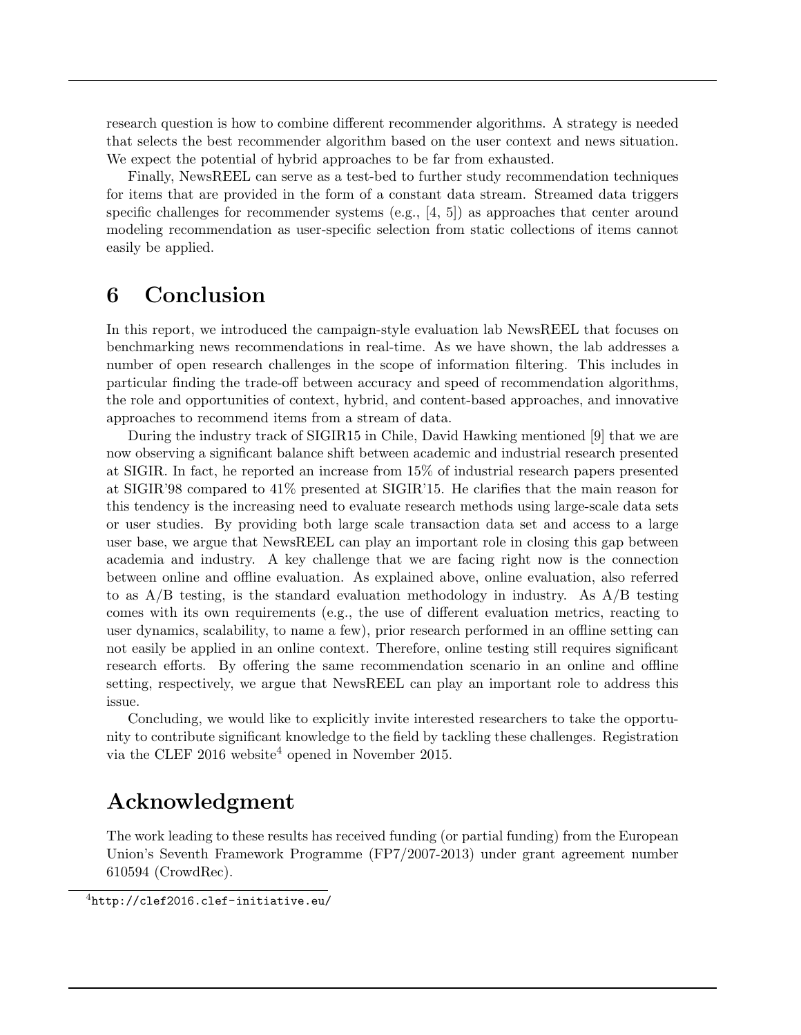research question is how to combine different recommender algorithms. A strategy is needed that selects the best recommender algorithm based on the user context and news situation. We expect the potential of hybrid approaches to be far from exhausted.

Finally, NewsREEL can serve as a test-bed to further study recommendation techniques for items that are provided in the form of a constant data stream. Streamed data triggers specific challenges for recommender systems (e.g., [4, 5]) as approaches that center around modeling recommendation as user-specific selection from static collections of items cannot easily be applied.

# 6 Conclusion

In this report, we introduced the campaign-style evaluation lab NewsREEL that focuses on benchmarking news recommendations in real-time. As we have shown, the lab addresses a number of open research challenges in the scope of information filtering. This includes in particular finding the trade-off between accuracy and speed of recommendation algorithms, the role and opportunities of context, hybrid, and content-based approaches, and innovative approaches to recommend items from a stream of data.

During the industry track of SIGIR15 in Chile, David Hawking mentioned [9] that we are now observing a significant balance shift between academic and industrial research presented at SIGIR. In fact, he reported an increase from 15% of industrial research papers presented at SIGIR'98 compared to 41% presented at SIGIR'15. He clarifies that the main reason for this tendency is the increasing need to evaluate research methods using large-scale data sets or user studies. By providing both large scale transaction data set and access to a large user base, we argue that NewsREEL can play an important role in closing this gap between academia and industry. A key challenge that we are facing right now is the connection between online and offline evaluation. As explained above, online evaluation, also referred to as A/B testing, is the standard evaluation methodology in industry. As A/B testing comes with its own requirements (e.g., the use of different evaluation metrics, reacting to user dynamics, scalability, to name a few), prior research performed in an offline setting can not easily be applied in an online context. Therefore, online testing still requires significant research efforts. By offering the same recommendation scenario in an online and offline setting, respectively, we argue that NewsREEL can play an important role to address this issue.

Concluding, we would like to explicitly invite interested researchers to take the opportunity to contribute significant knowledge to the field by tackling these challenges. Registration via the CLEF 2016 website[4] opened in November 2015.

# Acknowledgment

The work leading to these results has received funding (or partial funding) from the European Union's Seventh Framework Programme (FP7/2007-2013) under grant agreement number 610594 (CrowdRec).

[4] http://clef2016.clef-initiative.eu/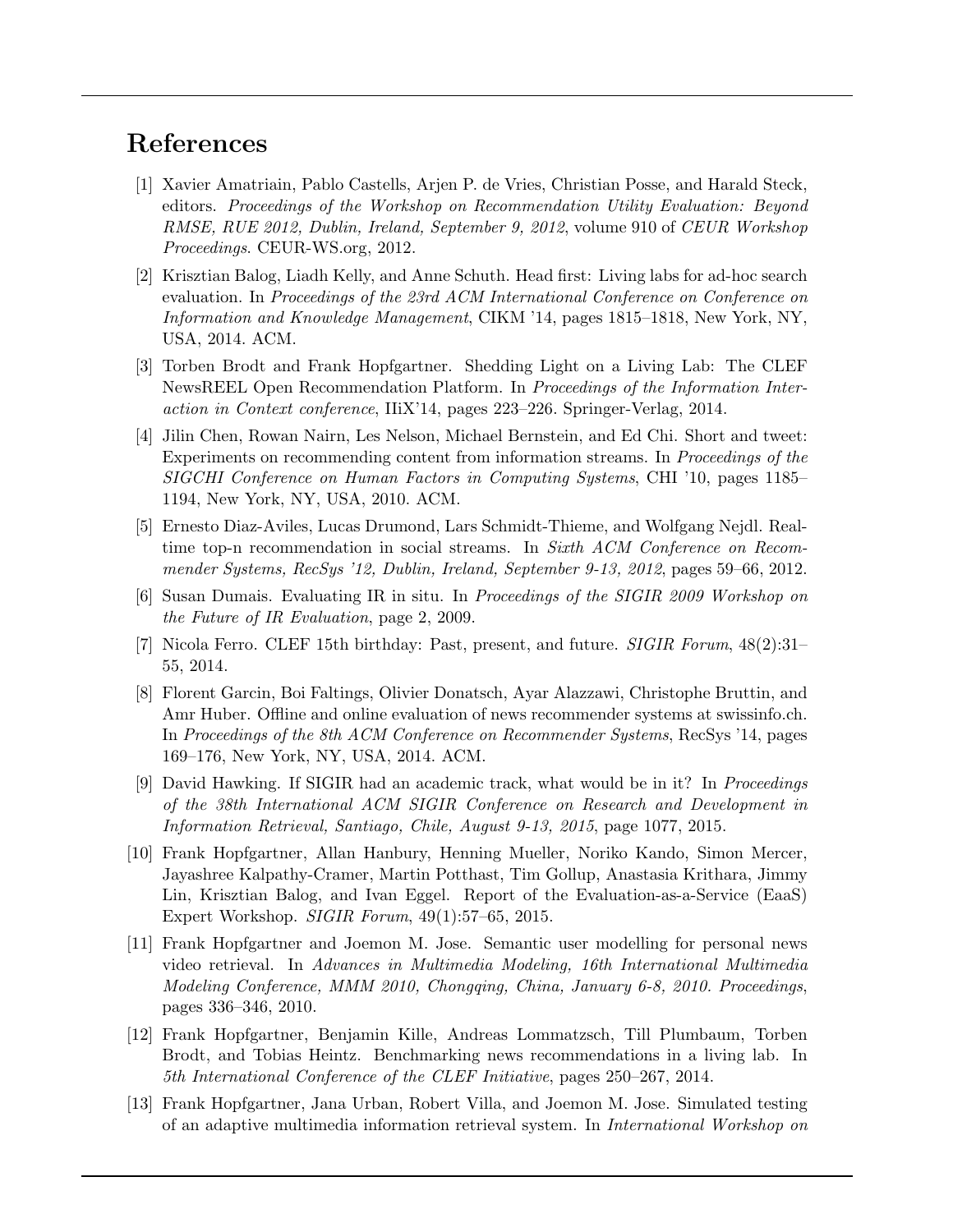# References

[1] Xavier Amatriain, Pablo Castells, Arjen P. de Vries, Christian Posse, and Harald Steck, editors. *Proceedings of the Workshop on Recommendation Utility Evaluation: Beyond RMSE, RUE 2012, Dublin, Ireland, September 9, 2012*, volume 910 of *CEUR Workshop Proceedings*. CEUR-WS.org, 2012.

[2] Krisztian Balog, Liadh Kelly, and Anne Schuth. Head first: Living labs for ad-hoc search evaluation. In *Proceedings of the 23rd ACM International Conference on Conference on Information and Knowledge Management*, CIKM '14, pages 1815–1818, New York, NY, USA, 2014. ACM.

[3] Torben Brodt and Frank Hopfgartner. Shedding Light on a Living Lab: The CLEF NewsREEL Open Recommendation Platform. In *Proceedings of the Information Interaction in Context conference*, IIiX'14, pages 223–226. Springer-Verlag, 2014.

[4] Jilin Chen, Rowan Nairn, Les Nelson, Michael Bernstein, and Ed Chi. Short and tweet: Experiments on recommending content from information streams. In *Proceedings of the SIGCHI Conference on Human Factors in Computing Systems*, CHI '10, pages 1185–1194, New York, NY, USA, 2010. ACM.

[5] Ernesto Diaz-Aviles, Lucas Drumond, Lars Schmidt-Thieme, and Wolfgang Nejdl. Real-time top-n recommendation in social streams. In *Sixth ACM Conference on Recommender Systems, RecSys '12, Dublin, Ireland, September 9-13, 2012*, pages 59–66, 2012.

[6] Susan Dumais. Evaluating IR in situ. In *Proceedings of the SIGIR 2009 Workshop on the Future of IR Evaluation*, page 2, 2009.

[7] Nicola Ferro. CLEF 15th birthday: Past, present, and future. *SIGIR Forum*, 48(2):31–55, 2014.

[8] Florent Garcin, Boi Faltings, Olivier Donatsch, Ayar Alazzawi, Christophe Bruttin, and Amr Huber. Offline and online evaluation of news recommender systems at swissinfo.ch. In *Proceedings of the 8th ACM Conference on Recommender Systems*, RecSys '14, pages 169–176, New York, NY, USA, 2014. ACM.

[9] David Hawking. If SIGIR had an academic track, what would be in it? In *Proceedings of the 38th International ACM SIGIR Conference on Research and Development in Information Retrieval, Santiago, Chile, August 9-13, 2015*, page 1077, 2015.

[10] Frank Hopfgartner, Allan Hanbury, Henning Mueller, Noriko Kando, Simon Mercer, Jayashree Kalpathy-Cramer, Martin Potthast, Tim Gollup, Anastasia Krithara, Jimmy Lin, Krisztian Balog, and Ivan Eggel. Report of the Evaluation-as-a-Service (EaaS) Expert Workshop. *SIGIR Forum*, 49(1):57–65, 2015.

[11] Frank Hopfgartner and Joemon M. Jose. Semantic user modelling for personal news video retrieval. In *Advances in Multimedia Modeling, 16th International Multimedia Modeling Conference, MMM 2010, Chongqing, China, January 6-8, 2010. Proceedings*, pages 336–346, 2010.

[12] Frank Hopfgartner, Benjamin Kille, Andreas Lommatzsch, Till Plumbaum, Torben Brodt, and Tobias Heintz. Benchmarking news recommendations in a living lab. In *5th International Conference of the CLEF Initiative*, pages 250–267, 2014.

[13] Frank Hopfgartner, Jana Urban, Robert Villa, and Joemon M. Jose. Simulated testing of an adaptive multimedia information retrieval system. In *International Workshop on*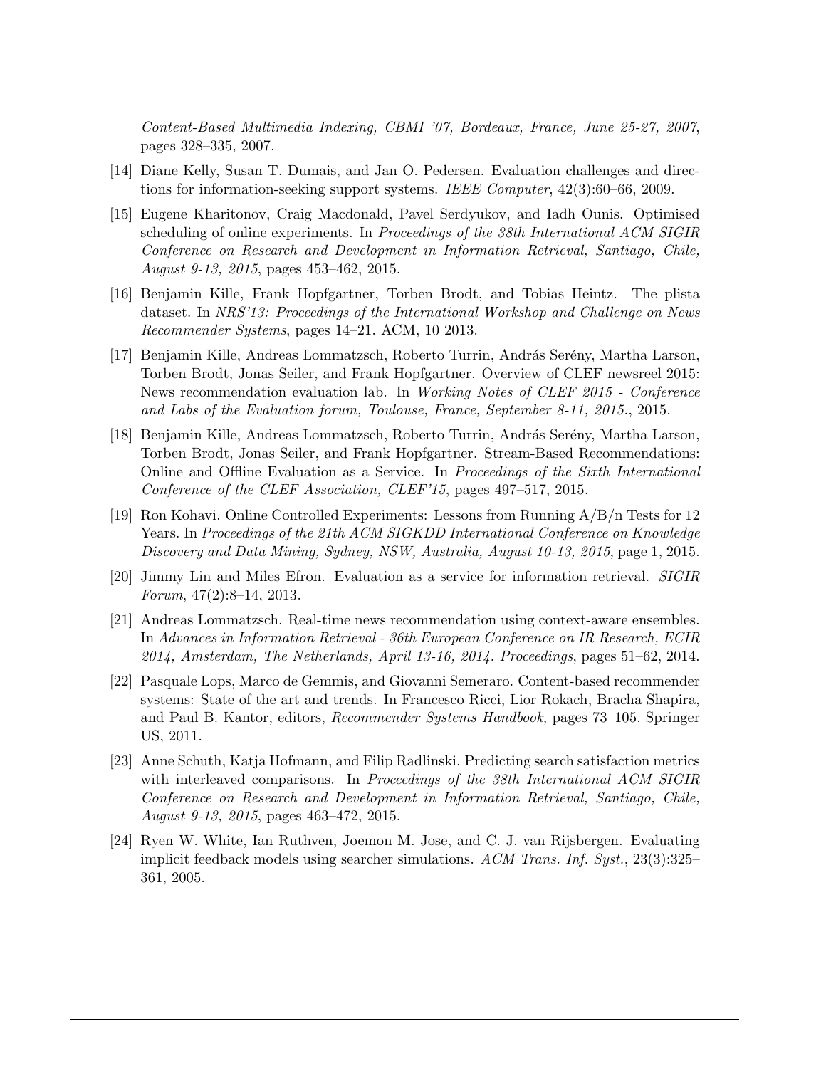*Content-Based Multimedia Indexing, CBMI '07, Bordeaux, France, June 25-27, 2007*, pages 328–335, 2007.

[14] Diane Kelly, Susan T. Dumais, and Jan O. Pedersen. Evaluation challenges and directions for information-seeking support systems. *IEEE Computer*, 42(3):60–66, 2009.

[15] Eugene Kharitonov, Craig Macdonald, Pavel Serdyukov, and Iadh Ounis. Optimised scheduling of online experiments. In *Proceedings of the 38th International ACM SIGIR Conference on Research and Development in Information Retrieval, Santiago, Chile, August 9-13, 2015*, pages 453–462, 2015.

[16] Benjamin Kille, Frank Hopfgartner, Torben Brodt, and Tobias Heintz. The plista dataset. In *NRS'13: Proceedings of the International Workshop and Challenge on News Recommender Systems*, pages 14–21. ACM, 10 2013.

[17] Benjamin Kille, Andreas Lommatzsch, Roberto Turrin, András Serény, Martha Larson, Torben Brodt, Jonas Seiler, and Frank Hopfgartner. Overview of CLEF newsreel 2015: News recommendation evaluation lab. In *Working Notes of CLEF 2015 - Conference and Labs of the Evaluation forum, Toulouse, France, September 8-11, 2015.*, 2015.

[18] Benjamin Kille, Andreas Lommatzsch, Roberto Turrin, András Serény, Martha Larson, Torben Brodt, Jonas Seiler, and Frank Hopfgartner. Stream-Based Recommendations: Online and Offline Evaluation as a Service. In *Proceedings of the Sixth International Conference of the CLEF Association, CLEF'15*, pages 497–517, 2015.

[19] Ron Kohavi. Online Controlled Experiments: Lessons from Running A/B/n Tests for 12 Years. In *Proceedings of the 21th ACM SIGKDD International Conference on Knowledge Discovery and Data Mining, Sydney, NSW, Australia, August 10-13, 2015*, page 1, 2015.

[20] Jimmy Lin and Miles Efron. Evaluation as a service for information retrieval. *SIGIR Forum*, 47(2):8–14, 2013.

[21] Andreas Lommatzsch. Real-time news recommendation using context-aware ensembles. In *Advances in Information Retrieval - 36th European Conference on IR Research, ECIR 2014, Amsterdam, The Netherlands, April 13-16, 2014. Proceedings*, pages 51–62, 2014.

[22] Pasquale Lops, Marco de Gemmis, and Giovanni Semeraro. Content-based recommender systems: State of the art and trends. In Francesco Ricci, Lior Rokach, Bracha Shapira, and Paul B. Kantor, editors, *Recommender Systems Handbook*, pages 73–105. Springer US, 2011.

[23] Anne Schuth, Katja Hofmann, and Filip Radlinski. Predicting search satisfaction metrics with interleaved comparisons. In *Proceedings of the 38th International ACM SIGIR Conference on Research and Development in Information Retrieval, Santiago, Chile, August 9-13, 2015*, pages 463–472, 2015.

[24] Ryen W. White, Ian Ruthven, Joemon M. Jose, and C. J. van Rijsbergen. Evaluating implicit feedback models using searcher simulations. *ACM Trans. Inf. Syst.*, 23(3):325–361, 2005.